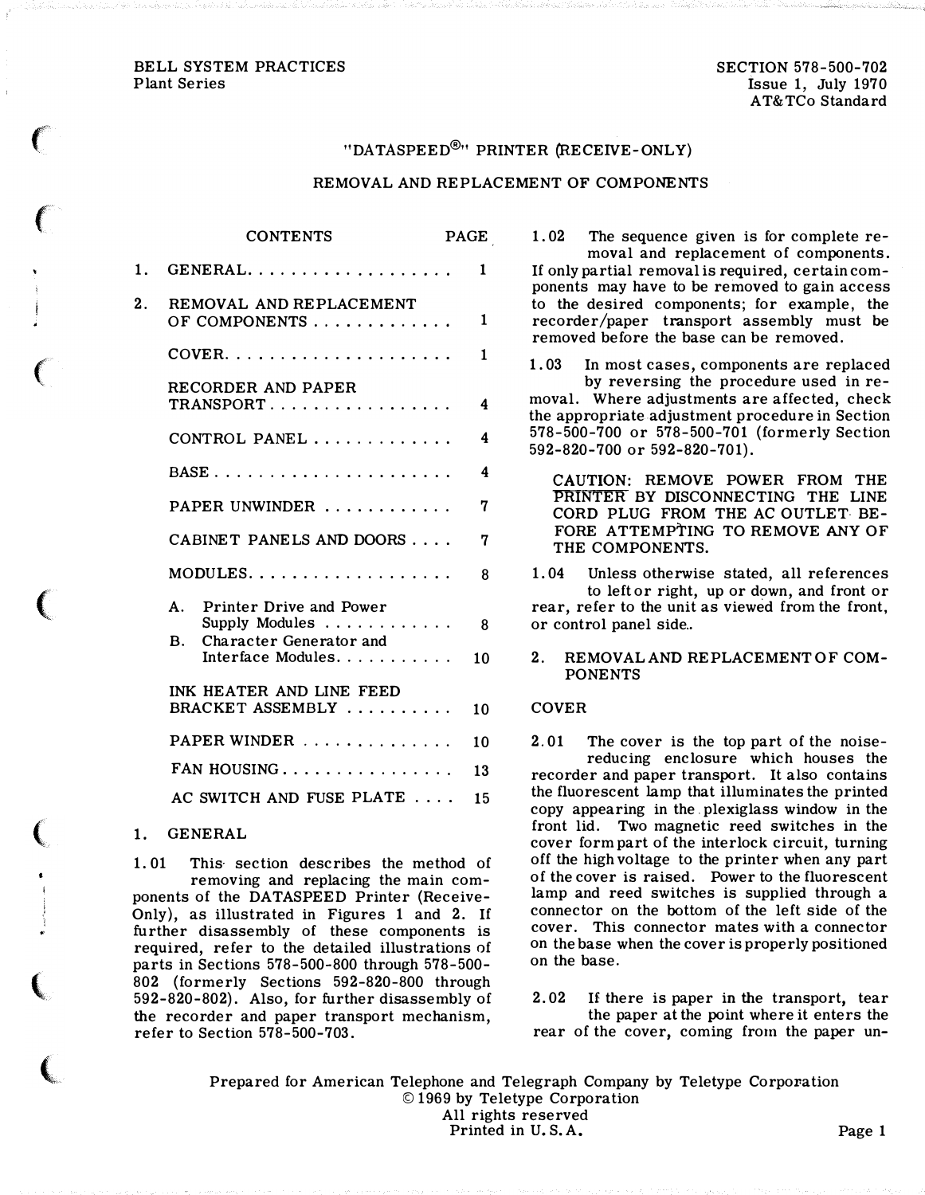BELL SYSTEM PRACTICES
Plant Series

SECTION 578-500-702
Issue 1, July 1970
AT&TCo Standard

# "DATASPEED®" PRINTER (RECEIVE-ONLY)

## REMOVAL AND REPLACEMENT OF COMPONENTS

| CONTENTS | PAGE |
|---|---|
| 1. GENERAL | 1 |
| 2. REMOVAL AND REPLACEMENT OF COMPONENTS | 1 |
| COVER | 1 |
| RECORDER AND PAPER TRANSPORT | 4 |
| CONTROL PANEL | 4 |
| BASE | 4 |
| PAPER UNWINDER | 7 |
| CABINET PANELS AND DOORS | 7 |
| MODULES | 8 |
| A. Printer Drive and Power Supply Modules | 8 |
| B. Character Generator and Interface Modules | 10 |
| INK HEATER AND LINE FEED BRACKET ASSEMBLY | 10 |
| PAPER WINDER | 10 |
| FAN HOUSING | 13 |
| AC SWITCH AND FUSE PLATE | 15 |

## 1. GENERAL

1.01 This section describes the method of removing and replacing the main components of the DATASPEED Printer (Receive-Only), as illustrated in Figures 1 and 2. If further disassembly of these components is required, refer to the detailed illustrations of parts in Sections 578-500-800 through 578-500-802 (formerly Sections 592-820-800 through 592-820-802). Also, for further disassembly of the recorder and paper transport mechanism, refer to Section 578-500-703.

1.02 The sequence given is for complete removal and replacement of components. If only partial removal is required, certain components may have to be removed to gain access to the desired components; for example, the recorder/paper transport assembly must be removed before the base can be removed.

1.03 In most cases, components are replaced by reversing the procedure used in removal. Where adjustments are affected, check the appropriate adjustment procedure in Section 578-500-700 or 578-500-701 (formerly Section 592-820-700 or 592-820-701).

CAUTION: REMOVE POWER FROM THE PRINTER BY DISCONNECTING THE LINE CORD PLUG FROM THE AC OUTLET BEFORE ATTEMPTING TO REMOVE ANY OF THE COMPONENTS.

1.04 Unless otherwise stated, all references to left or right, up or down, and front or rear, refer to the unit as viewed from the front, or control panel side.

## 2. REMOVAL AND REPLACEMENT OF COMPONENTS

### COVER

2.01 The cover is the top part of the noise-reducing enclosure which houses the recorder and paper transport. It also contains the fluorescent lamp that illuminates the printed copy appearing in the plexiglass window in the front lid. Two magnetic reed switches in the cover form part of the interlock circuit, turning off the high voltage to the printer when any part of the cover is raised. Power to the fluorescent lamp and reed switches is supplied through a connector on the bottom of the left side of the cover. This connector mates with a connector on the base when the cover is properly positioned on the base.

2.02 If there is paper in the transport, tear the paper at the point where it enters the rear of the cover, coming from the paper un-

Prepared for American Telephone and Telegraph Company by Teletype Corporation
© 1969 by Teletype Corporation
All rights reserved
Printed in U.S.A.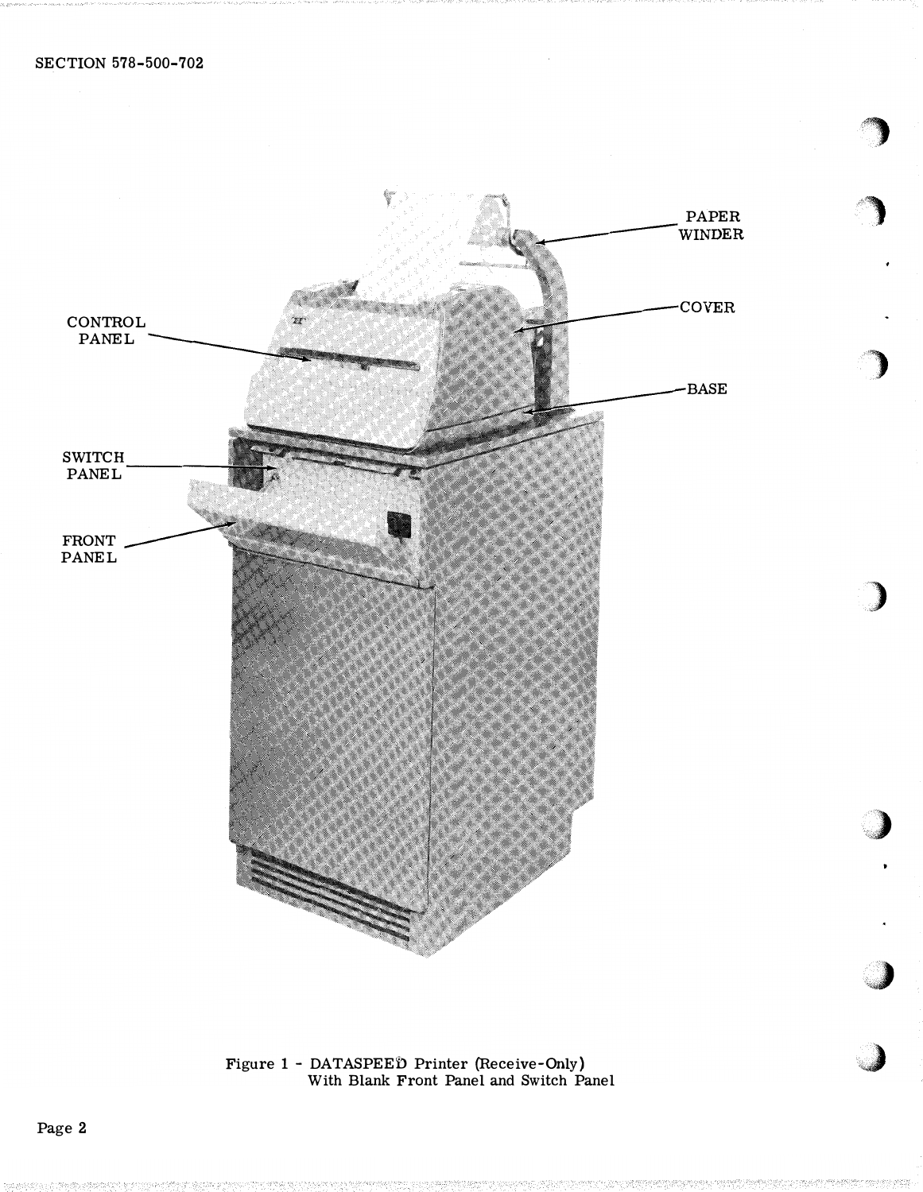PAPER WINDER

COVER

CONTROL PANEL

BASE

SWITCH PANEL

FRONT PANEL

Figure 1 - DATASPEED Printer (Receive-Only) With Blank Front Panel and Switch Panel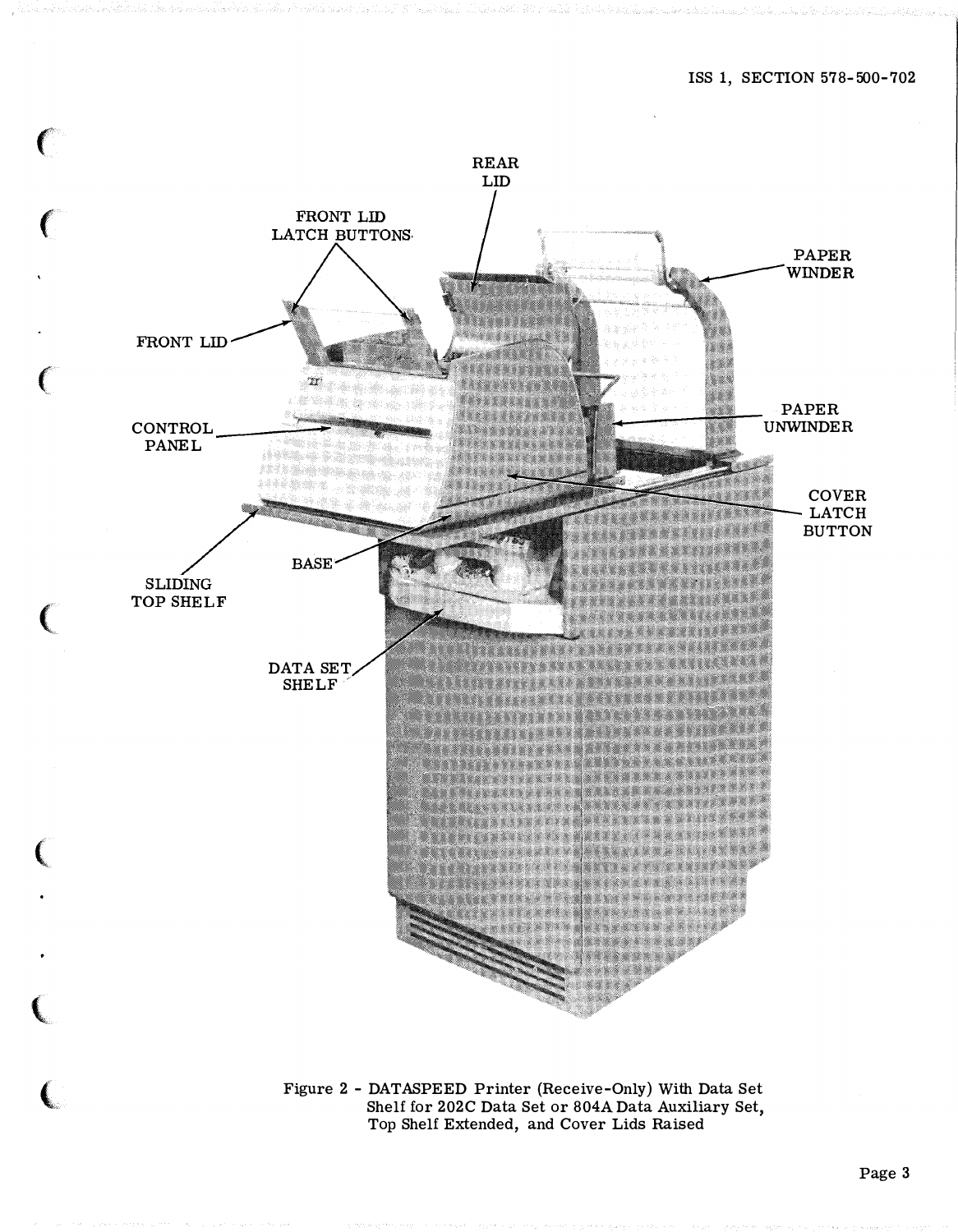FRONT LID LATCH BUTTONS

REAR LID

PAPER WINDER

FRONT LID

CONTROL PANEL

PAPER UNWINDER

COVER LATCH BUTTON

BASE

SLIDING TOP SHELF

DATA SET SHELF

Figure 2 - DATASPEED Printer (Receive-Only) With Data Set Shelf for 202C Data Set or 804A Data Auxiliary Set, Top Shelf Extended, and Cover Lids Raised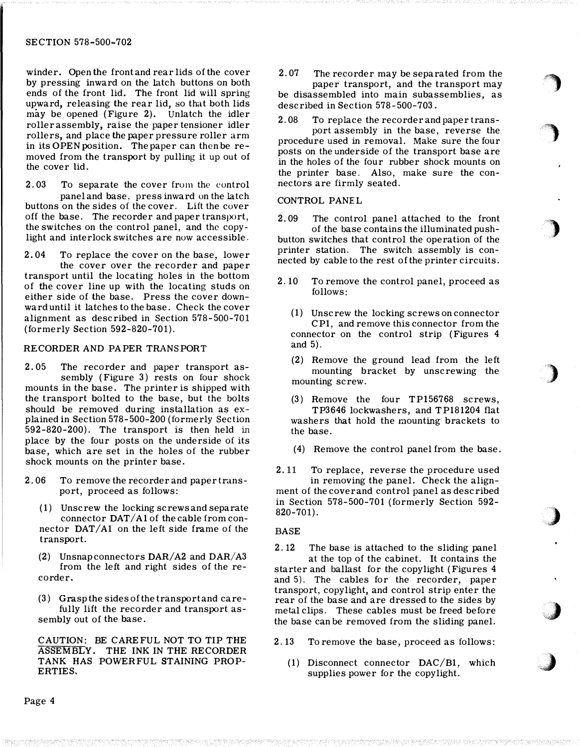winder. Open the front and rear lids of the cover by pressing inward on the latch buttons on both ends of the front lid. The front lid will spring upward, releasing the rear lid, so that both lids may be opened (Figure 2). Unlatch the idler roller assembly, raise the paper tensioner idler rollers, and place the paper pressure roller arm in its OPEN position. The paper can then be removed from the transport by pulling it up out of the cover lid.

2.03 To separate the cover from the control panel and base, press inward on the latch buttons on the sides of the cover. Lift the cover off the base. The recorder and paper transport, the switches on the control panel, and the copylight and interlock switches are now accessible.

2.04 To replace the cover on the base, lower the cover over the recorder and paper transport until the locating holes in the bottom of the cover line up with the locating studs on either side of the base. Press the cover downward until it latches to the base. Check the cover alignment as described in Section 578-500-701 (formerly Section 592-820-701).

## RECORDER AND PAPER TRANSPORT

2.05 The recorder and paper transport assembly (Figure 3) rests on four shock mounts in the base. The printer is shipped with the transport bolted to the base, but the bolts should be removed during installation as explained in Section 578-500-200 (formerly Section 592-820-200). The transport is then held in place by the four posts on the underside of its base, which are set in the holes of the rubber shock mounts on the printer base.

2.06 To remove the recorder and paper transport, proceed as follows:

(1) Unscrew the locking screws and separate connector DAT/A1 of the cable from connector DAT/A1 on the left side frame of the transport.

(2) Unsnap connectors DAR/A2 and DAR/A3 from the left and right sides of the recorder.

(3) Grasp the sides of the transport and carefully lift the recorder and transport assembly out of the base.

CAUTION: BE CAREFUL NOT TO TIP THE ASSEMBLY. THE INK IN THE RECORDER TANK HAS POWERFUL STAINING PROPERTIES.

2.07 The recorder may be separated from the paper transport, and the transport may be disassembled into main subassemblies, as described in Section 578-500-703.

2.08 To replace the recorder and paper transport assembly in the base, reverse the procedure used in removal. Make sure the four posts on the underside of the transport base are in the holes of the four rubber shock mounts on the printer base. Also, make sure the connectors are firmly seated.

## CONTROL PANEL

2.09 The control panel attached to the front of the base contains the illuminated pushbutton switches that control the operation of the printer station. The switch assembly is connected by cable to the rest of the printer circuits.

2.10 To remove the control panel, proceed as follows:

(1) Unscrew the locking screws on connector CP1, and remove this connector from the connector on the control strip (Figures 4 and 5).

(2) Remove the ground lead from the left mounting bracket by unscrewing the mounting screw.

(3) Remove the four TP156768 screws, TP3646 lockwashers, and TP181204 flat washers that hold the mounting brackets to the base.

(4) Remove the control panel from the base.

2.11 To replace, reverse the procedure used in removing the panel. Check the alignment of the cover and control panel as described in Section 578-500-701 (formerly Section 592-820-701).

## BASE

2.12 The base is attached to the sliding panel at the top of the cabinet. It contains the starter and ballast for the copylight (Figures 4 and 5). The cables for the recorder, paper transport, copylight, and control strip enter the rear of the base and are dressed to the sides by metal clips. These cables must be freed before the base can be removed from the sliding panel.

2.13 To remove the base, proceed as follows:

(1) Disconnect connector DAC/B1, which supplies power for the copylight.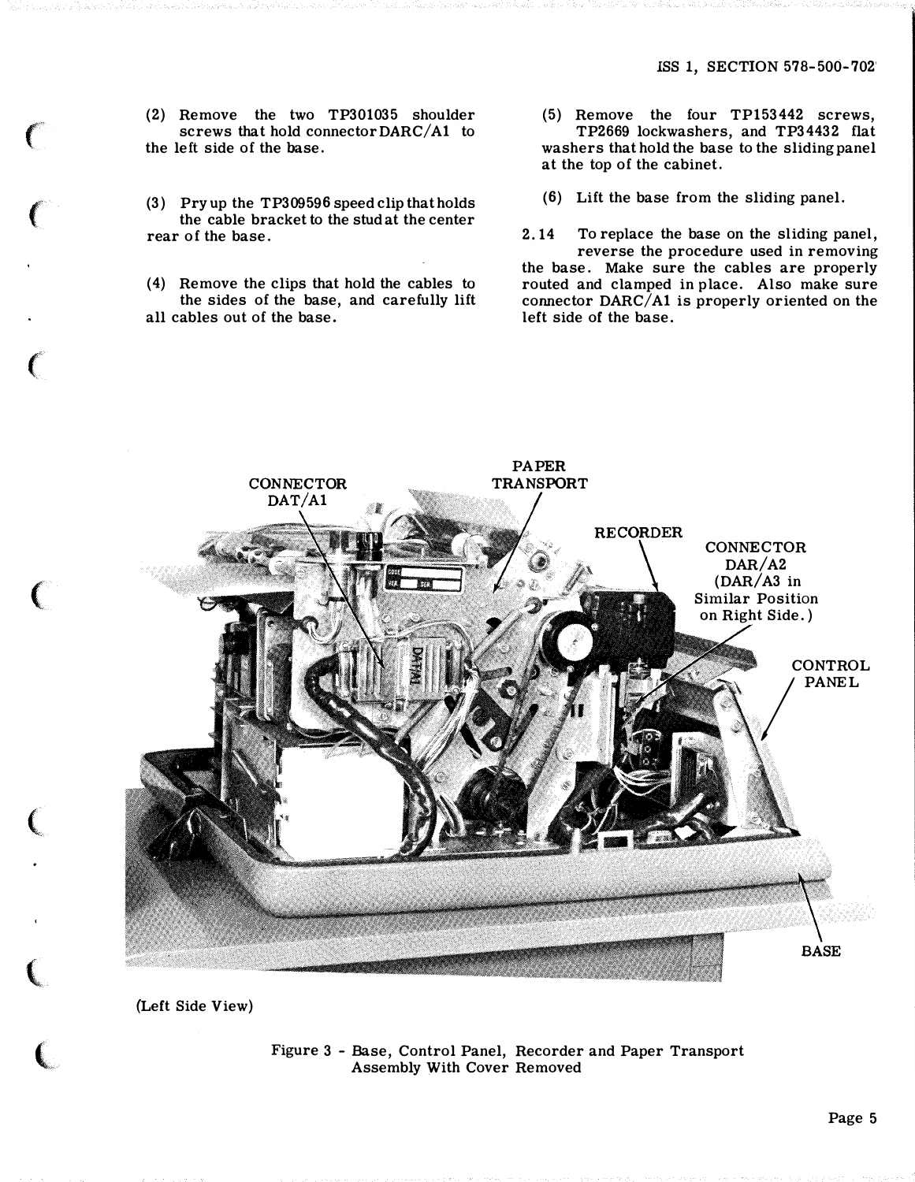(2) Remove the two TP301035 shoulder screws that hold connector DARC/A1 to the left side of the base.

(3) Pry up the TP309596 speed clip that holds the cable bracket to the stud at the center rear of the base.

(4) Remove the clips that hold the cables to the sides of the base, and carefully lift all cables out of the base.

(5) Remove the four TP153442 screws, TP2669 lockwashers, and TP34432 flat washers that hold the base to the sliding panel at the top of the cabinet.

(6) Lift the base from the sliding panel.

2.14 To replace the base on the sliding panel, reverse the procedure used in removing the base. Make sure the cables are properly routed and clamped in place. Also make sure connector DARC/A1 is properly oriented on the left side of the base.

CONNECTOR DAT/A1

PAPER TRANSPORT

RECORDER

CONNECTOR DAR/A2 (DAR/A3 in Similar Position on Right Side.)

CONTROL PANEL

BASE

(Left Side View)

Figure 3 - Base, Control Panel, Recorder and Paper Transport Assembly With Cover Removed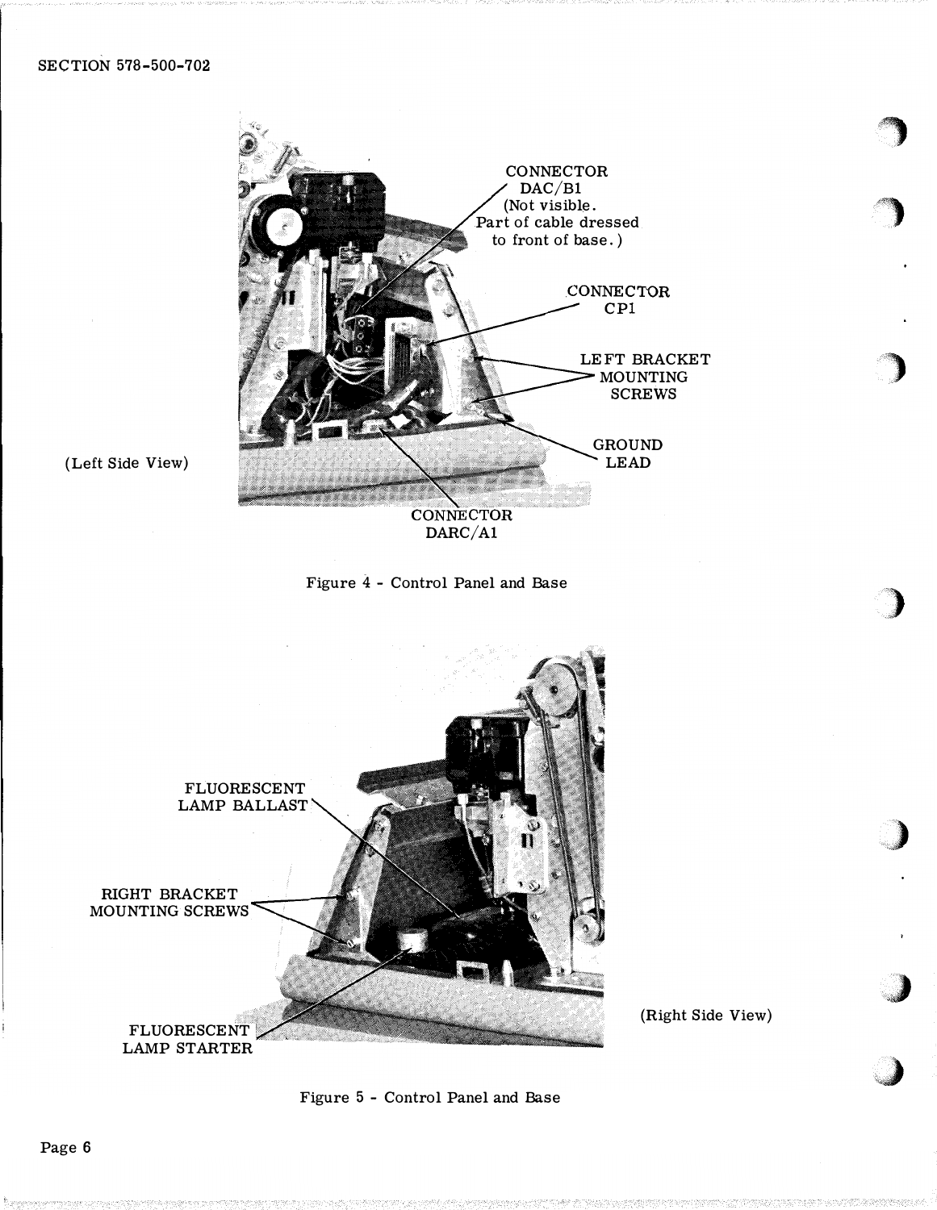CONNECTOR DAC/B1 (Not visible. Part of cable dressed to front of base.)

CONNECTOR CP1

LEFT BRACKET MOUNTING SCREWS

GROUND LEAD

CONNECTOR DARC/A1

(Left Side View)

Figure 4 - Control Panel and Base

FLUORESCENT LAMP BALLAST

RIGHT BRACKET MOUNTING SCREWS

FLUORESCENT LAMP STARTER

(Right Side View)

Figure 5 - Control Panel and Base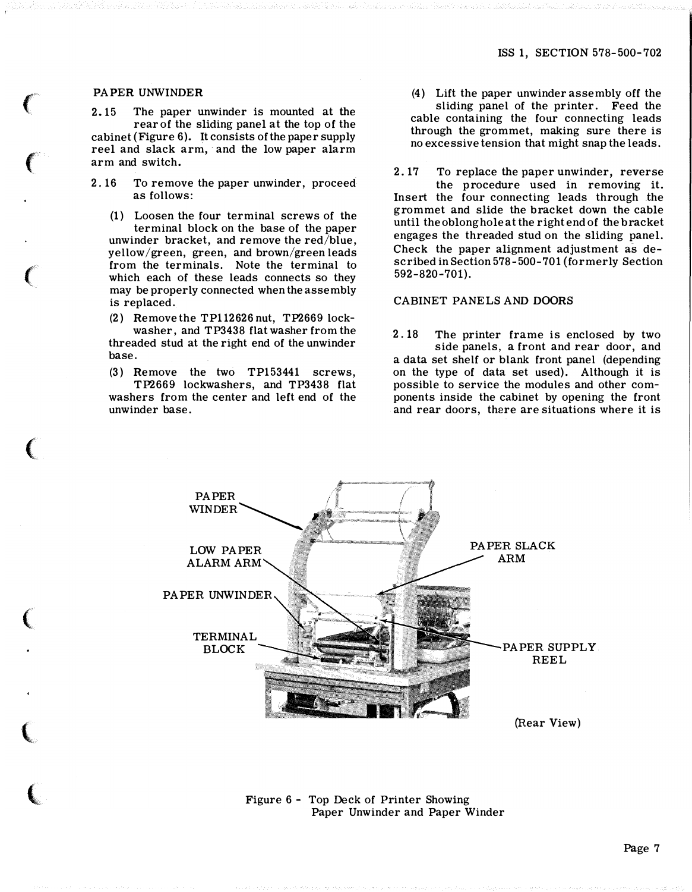## PAPER UNWINDER

2.15 The paper unwinder is mounted at the rear of the sliding panel at the top of the cabinet (Figure 6). It consists of the paper supply reel and slack arm, and the low paper alarm arm and switch.

2.16 To remove the paper unwinder, proceed as follows:

(1) Loosen the four terminal screws of the terminal block on the base of the paper unwinder bracket, and remove the red/blue, yellow/green, green, and brown/green leads from the terminals. Note the terminal to which each of these leads connects so they may be properly connected when the assembly is replaced.

(2) Remove the TP112626 nut, TP2669 lockwasher, and TP3438 flat washer from the threaded stud at the right end of the unwinder base.

(3) Remove the two TP153441 screws, TP2669 lockwashers, and TP3438 flat washers from the center and left end of the unwinder base.

(4) Lift the paper unwinder assembly off the sliding panel of the printer. Feed the cable containing the four connecting leads through the grommet, making sure there is no excessive tension that might snap the leads.

2.17 To replace the paper unwinder, reverse the procedure used in removing it. Insert the four connecting leads through the grommet and slide the bracket down the cable until the oblong hole at the right end of the bracket engages the threaded stud on the sliding panel. Check the paper alignment adjustment as described in Section 578-500-701 (formerly Section 592-820-701).

## CABINET PANELS AND DOORS

2.18 The printer frame is enclosed by two side panels, a front and rear door, and a data set shelf or blank front panel (depending on the type of data set used). Although it is possible to service the modules and other components inside the cabinet by opening the front and rear doors, there are situations where it is

PAPER WINDER
LOW PAPER ALARM ARM
PAPER UNWINDER
TERMINAL BLOCK
PAPER SLACK ARM
PAPER SUPPLY REEL
(Rear View)

Figure 6 - Top Deck of Printer Showing Paper Unwinder and Paper Winder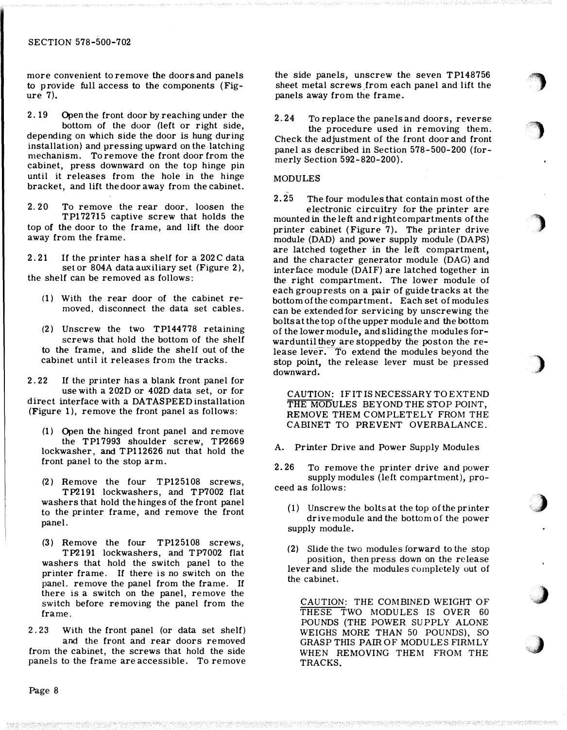more convenient to remove the doors and panels to provide full access to the components (Figure 7).

2.19 Open the front door by reaching under the bottom of the door (left or right side, depending on which side the door is hung during installation) and pressing upward on the latching mechanism. To remove the front door from the cabinet, press downward on the top hinge pin until it releases from the hole in the hinge bracket, and lift the door away from the cabinet.

2.20 To remove the rear door, loosen the TP172715 captive screw that holds the top of the door to the frame, and lift the door away from the frame.

2.21 If the printer has a shelf for a 202C data set or 804A data auxiliary set (Figure 2), the shelf can be removed as follows:

(1) With the rear door of the cabinet removed, disconnect the data set cables.

(2) Unscrew the two TP144778 retaining screws that hold the bottom of the shelf to the frame, and slide the shelf out of the cabinet until it releases from the tracks.

2.22 If the printer has a blank front panel for use with a 202D or 402D data set, or for direct interface with a DATASPEED installation (Figure 1), remove the front panel as follows:

(1) Open the hinged front panel and remove the TP17993 shoulder screw, TP2669 lockwasher, and TP112626 nut that hold the front panel to the stop arm.

(2) Remove the four TP125108 screws, TP2191 lockwashers, and TP7002 flat washers that hold the hinges of the front panel to the printer frame, and remove the front panel.

(3) Remove the four TP125108 screws, TP2191 lockwashers, and TP7002 flat washers that hold the switch panel to the printer frame. If there is no switch on the panel, remove the panel from the frame. If there is a switch on the panel, remove the switch before removing the panel from the frame.

2.23 With the front panel (or data set shelf) and the front and rear doors removed from the cabinet, the screws that hold the side panels to the frame are accessible. To remove the side panels, unscrew the seven TP148756 sheet metal screws from each panel and lift the panels away from the frame.

2.24 To replace the panels and doors, reverse the procedure used in removing them. Check the adjustment of the front door and front panel as described in Section 578-500-200 (formerly Section 592-820-200).

## MODULES

2.25 The four modules that contain most of the electronic circuitry for the printer are mounted in the left and right compartments of the printer cabinet (Figure 7). The printer drive module (DAD) and power supply module (DAPS) are latched together in the left compartment, and the character generator module (DAG) and interface module (DAIF) are latched together in the right compartment. The lower module of each group rests on a pair of guide tracks at the bottom of the compartment. Each set of modules can be extended for servicing by unscrewing the bolts at the top of the upper module and the bottom of the lower module, and sliding the modules forward until they are stopped by the post on the release lever. To extend the modules beyond the stop point, the release lever must be pressed downward.

CAUTION: IF IT IS NECESSARY TO EXTEND THE MODULES BEYOND THE STOP POINT, REMOVE THEM COMPLETELY FROM THE CABINET TO PREVENT OVERBALANCE.

### A. Printer Drive and Power Supply Modules

2.26 To remove the printer drive and power supply modules (left compartment), proceed as follows:

(1) Unscrew the bolts at the top of the printer drive module and the bottom of the power supply module.

(2) Slide the two modules forward to the stop position, then press down on the release lever and slide the modules completely out of the cabinet.

CAUTION: THE COMBINED WEIGHT OF THESE TWO MODULES IS OVER 60 POUNDS (THE POWER SUPPLY ALONE WEIGHS MORE THAN 50 POUNDS), SO GRASP THIS PAIR OF MODULES FIRMLY WHEN REMOVING THEM FROM THE TRACKS.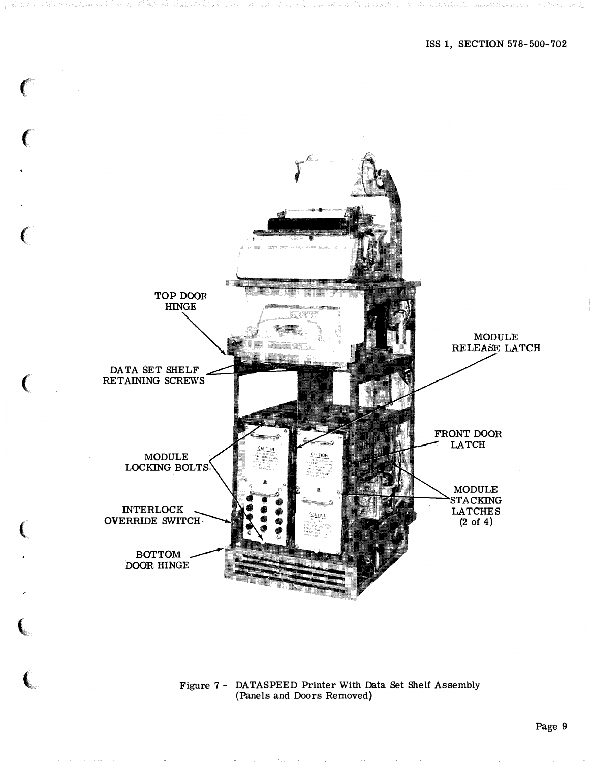TOP DOOR HINGE

DATA SET SHELF RETAINING SCREWS

MODULE LOCKING BOLTS

INTERLOCK OVERRIDE SWITCH

BOTTOM DOOR HINGE

MODULE RELEASE LATCH

FRONT DOOR LATCH

MODULE STACKING LATCHES (2 of 4)

Figure 7 - DATASPEED Printer With Data Set Shelf Assembly (Panels and Doors Removed)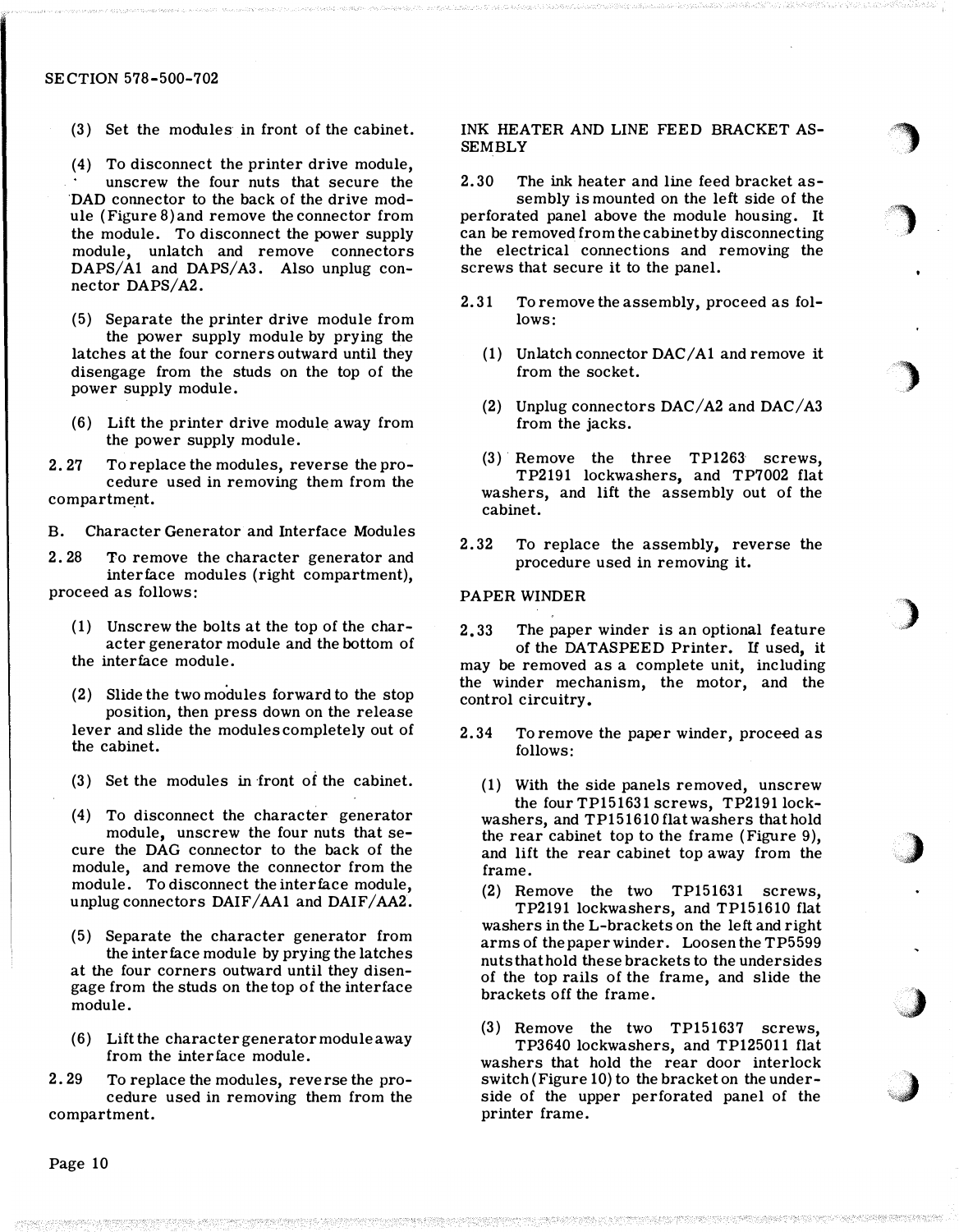(3) Set the modules in front of the cabinet.

(4) To disconnect the printer drive module, unscrew the four nuts that secure the DAD connector to the back of the drive module (Figure 8) and remove the connector from the module. To disconnect the power supply module, unlatch and remove connectors DAPS/A1 and DAPS/A3. Also unplug connector DAPS/A2.

(5) Separate the printer drive module from the power supply module by prying the latches at the four corners outward until they disengage from the studs on the top of the power supply module.

(6) Lift the printer drive module away from the power supply module.

2.27 To replace the modules, reverse the procedure used in removing them from the compartment.

B. Character Generator and Interface Modules

2.28 To remove the character generator and interface modules (right compartment), proceed as follows:

(1) Unscrew the bolts at the top of the character generator module and the bottom of the interface module.

(2) Slide the two modules forward to the stop position, then press down on the release lever and slide the modules completely out of the cabinet.

(3) Set the modules in front of the cabinet.

(4) To disconnect the character generator module, unscrew the four nuts that secure the DAG connector to the back of the module, and remove the connector from the module. To disconnect the interface module, unplug connectors DAIF/AA1 and DAIF/AA2.

(5) Separate the character generator from the interface module by prying the latches at the four corners outward until they disengage from the studs on the top of the interface module.

(6) Lift the character generator module away from the interface module.

2.29 To replace the modules, reverse the procedure used in removing them from the compartment.

INK HEATER AND LINE FEED BRACKET ASSEMBLY

2.30 The ink heater and line feed bracket assembly is mounted on the left side of the perforated panel above the module housing. It can be removed from the cabinet by disconnecting the electrical connections and removing the screws that secure it to the panel.

2.31 To remove the assembly, proceed as follows:

(1) Unlatch connector DAC/A1 and remove it from the socket.

(2) Unplug connectors DAC/A2 and DAC/A3 from the jacks.

(3) Remove the three TP1263 screws, TP2191 lockwashers, and TP7002 flat washers, and lift the assembly out of the cabinet.

2.32 To replace the assembly, reverse the procedure used in removing it.

PAPER WINDER

2.33 The paper winder is an optional feature of the DATASPEED Printer. If used, it may be removed as a complete unit, including the winder mechanism, the motor, and the control circuitry.

2.34 To remove the paper winder, proceed as follows:

(1) With the side panels removed, unscrew the four TP151631 screws, TP2191 lockwashers, and TP151610 flat washers that hold the rear cabinet top to the frame (Figure 9), and lift the rear cabinet top away from the frame.

(2) Remove the two TP151631 screws, TP2191 lockwashers, and TP151610 flat washers in the L-brackets on the left and right arms of the paper winder. Loosen the TP5599 nuts that hold these brackets to the undersides of the top rails of the frame, and slide the brackets off the frame.

(3) Remove the two TP151637 screws, TP3640 lockwashers, and TP125011 flat washers that hold the rear door interlock switch (Figure 10) to the bracket on the underside of the upper perforated panel of the printer frame.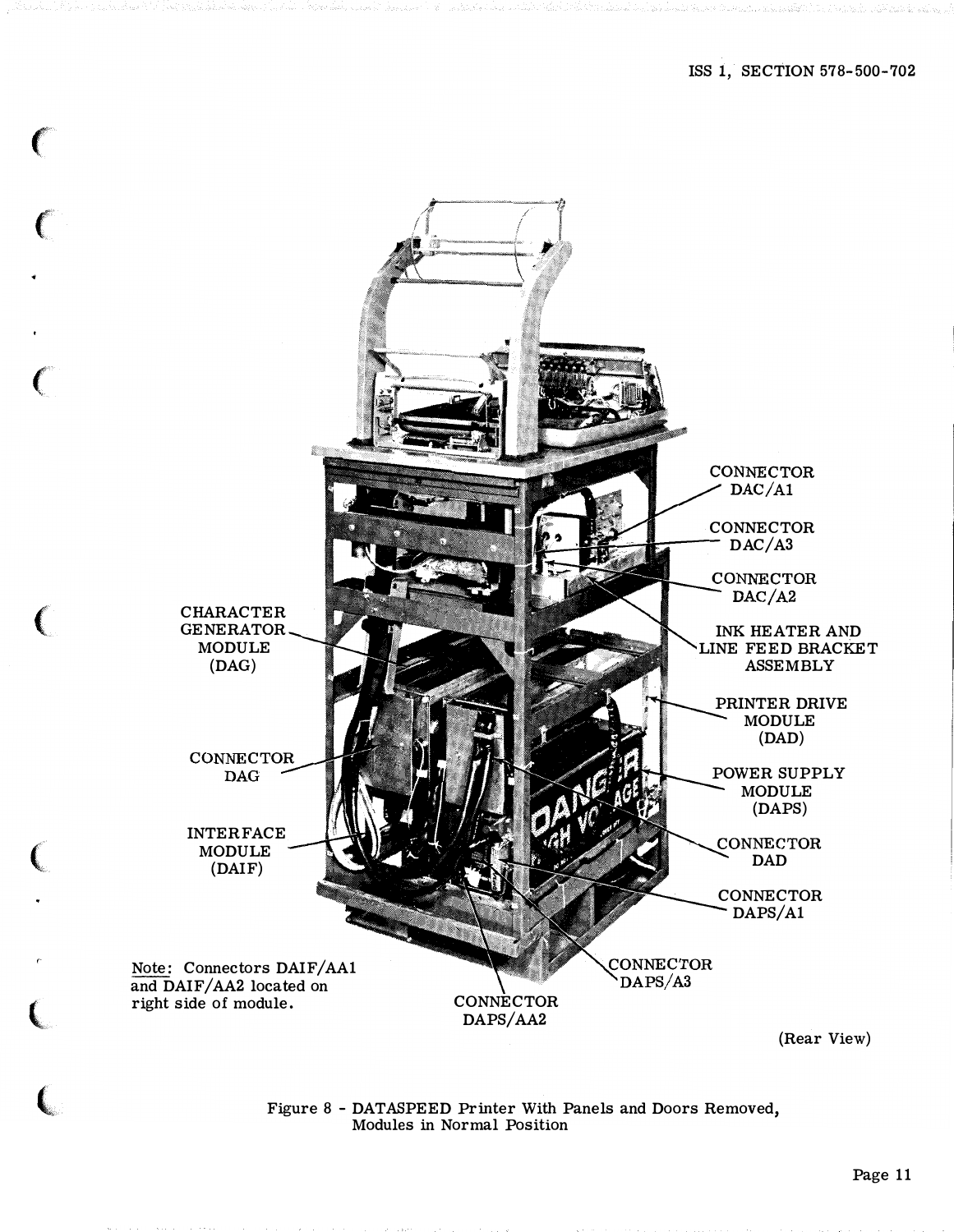CONNECTOR DAC/A1

CONNECTOR DAC/A3

CONNECTOR DAC/A2

INK HEATER AND LINE FEED BRACKET ASSEMBLY

CHARACTER GENERATOR MODULE (DAG)

PRINTER DRIVE MODULE (DAD)

CONNECTOR DAG

POWER SUPPLY MODULE (DAPS)

INTERFACE MODULE (DAIF)

CONNECTOR DAD

CONNECTOR DAPS/A1

CONNECTOR DAPS/A3

CONNECTOR DAPS/AA2

Note: Connectors DAIF/AA1 and DAIF/AA2 located on right side of module.

(Rear View)

Figure 8 - DATASPEED Printer With Panels and Doors Removed, Modules in Normal Position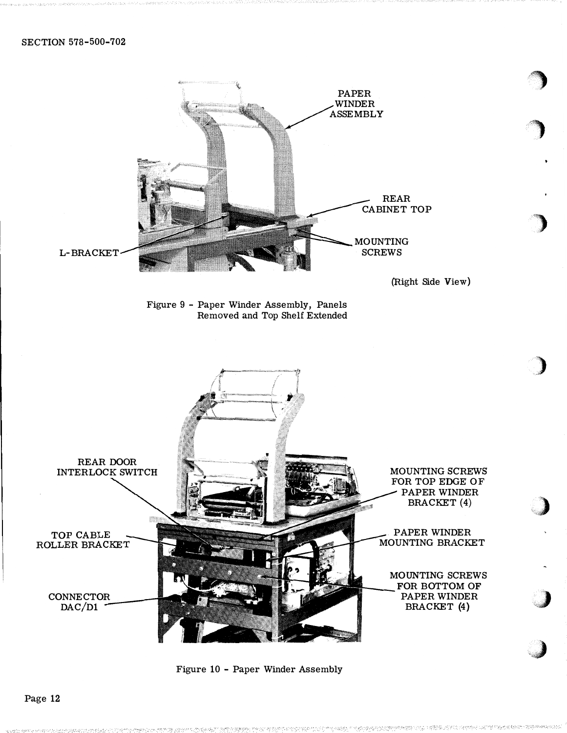PAPER WINDER ASSEMBLY

REAR CABINET TOP

MOUNTING SCREWS

L-BRACKET

(Right Side View)

Figure 9 - Paper Winder Assembly, Panels Removed and Top Shelf Extended

REAR DOOR INTERLOCK SWITCH

MOUNTING SCREWS FOR TOP EDGE OF PAPER WINDER BRACKET (4)

TOP CABLE ROLLER BRACKET

PAPER WINDER MOUNTING BRACKET

MOUNTING SCREWS FOR BOTTOM OF PAPER WINDER BRACKET (4)

CONNECTOR DAC/D1

Figure 10 - Paper Winder Assembly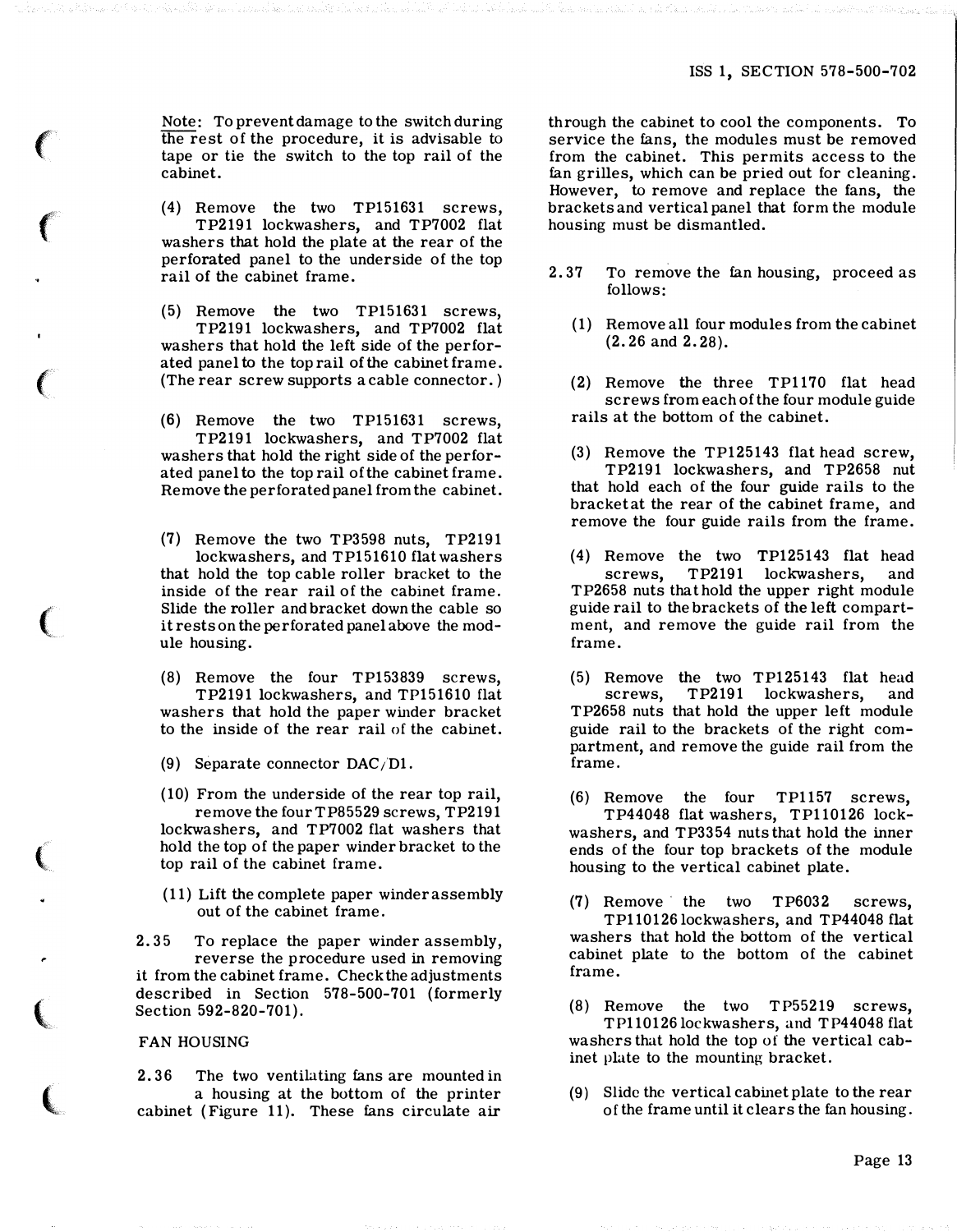Note: To prevent damage to the switch during the rest of the procedure, it is advisable to tape or tie the switch to the top rail of the cabinet.

(4) Remove the two TP151631 screws, TP2191 lockwashers, and TP7002 flat washers that hold the plate at the rear of the perforated panel to the underside of the top rail of the cabinet frame.

(5) Remove the two TP151631 screws, TP2191 lockwashers, and TP7002 flat washers that hold the left side of the perforated panel to the top rail of the cabinet frame. (The rear screw supports a cable connector.)

(6) Remove the two TP151631 screws, TP2191 lockwashers, and TP7002 flat washers that hold the right side of the perforated panel to the top rail of the cabinet frame. Remove the perforated panel from the cabinet.

(7) Remove the two TP3598 nuts, TP2191 lockwashers, and TP151610 flat washers that hold the top cable roller bracket to the inside of the rear rail of the cabinet frame. Slide the roller and bracket down the cable so it rests on the perforated panel above the module housing.

(8) Remove the four TP153839 screws, TP2191 lockwashers, and TP151610 flat washers that hold the paper winder bracket to the inside of the rear rail of the cabinet.

(9) Separate connector DAC/D1.

(10) From the underside of the rear top rail, remove the four TP85529 screws, TP2191 lockwashers, and TP7002 flat washers that hold the top of the paper winder bracket to the top rail of the cabinet frame.

(11) Lift the complete paper winder assembly out of the cabinet frame.

2.35 To replace the paper winder assembly, reverse the procedure used in removing it from the cabinet frame. Check the adjustments described in Section 578-500-701 (formerly Section 592-820-701).

FAN HOUSING

2.36 The two ventilating fans are mounted in a housing at the bottom of the printer cabinet (Figure 11). These fans circulate air through the cabinet to cool the components. To service the fans, the modules must be removed from the cabinet. This permits access to the fan grilles, which can be pried out for cleaning. However, to remove and replace the fans, the brackets and vertical panel that form the module housing must be dismantled.

2.37 To remove the fan housing, proceed as follows:

(1) Remove all four modules from the cabinet (2.26 and 2.28).

(2) Remove the three TP1170 flat head screws from each of the four module guide rails at the bottom of the cabinet.

(3) Remove the TP125143 flat head screw, TP2191 lockwashers, and TP2658 nut that hold each of the four guide rails to the bracket at the rear of the cabinet frame, and remove the four guide rails from the frame.

(4) Remove the two TP125143 flat head screws, TP2191 lockwashers, and TP2658 nuts that hold the upper right module guide rail to the brackets of the left compartment, and remove the guide rail from the frame.

(5) Remove the two TP125143 flat head screws, TP2191 lockwashers, and TP2658 nuts that hold the upper left module guide rail to the brackets of the right compartment, and remove the guide rail from the frame.

(6) Remove the four TP1157 screws, TP44048 flat washers, TP110126 lockwashers, and TP3354 nuts that hold the inner ends of the four top brackets of the module housing to the vertical cabinet plate.

(7) Remove the two TP6032 screws, TP110126 lockwashers, and TP44048 flat washers that hold the bottom of the vertical cabinet plate to the bottom of the cabinet frame.

(8) Remove the two TP55219 screws, TP110126 lockwashers, and TP44048 flat washers that hold the top of the vertical cabinet plate to the mounting bracket.

(9) Slide the vertical cabinet plate to the rear of the frame until it clears the fan housing.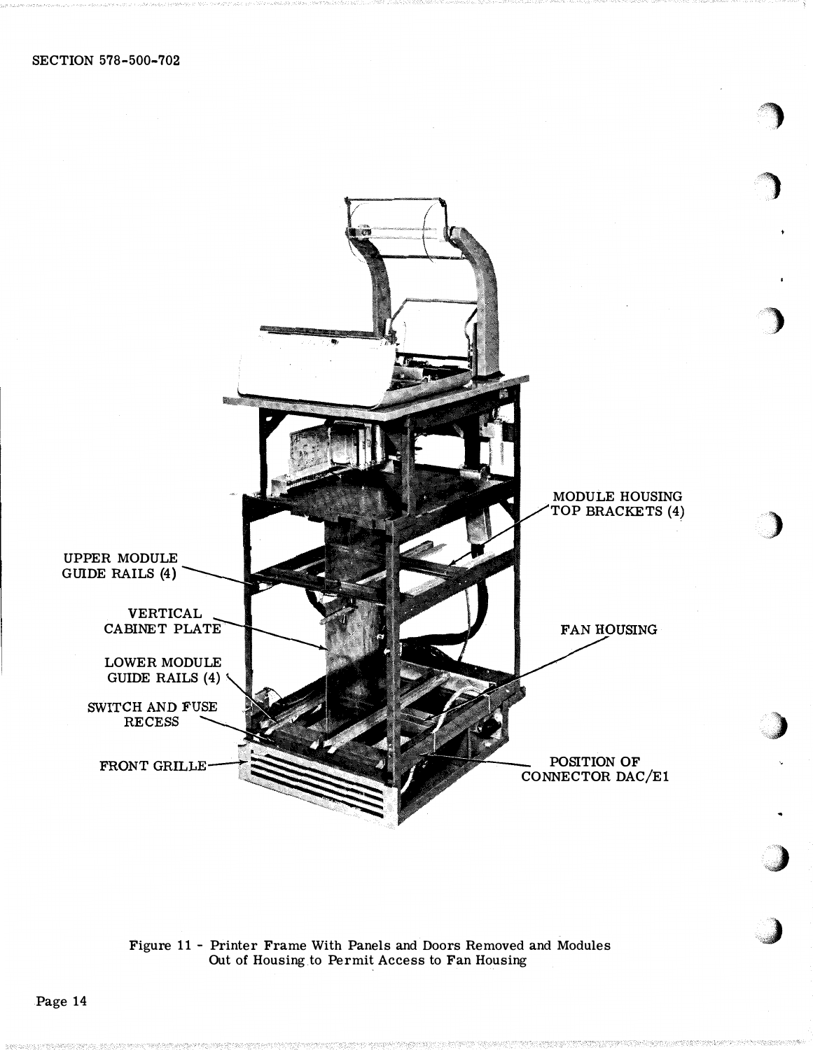Figure 11 - Printer Frame With Panels and Doors Removed and Modules Out of Housing to Permit Access to Fan Housing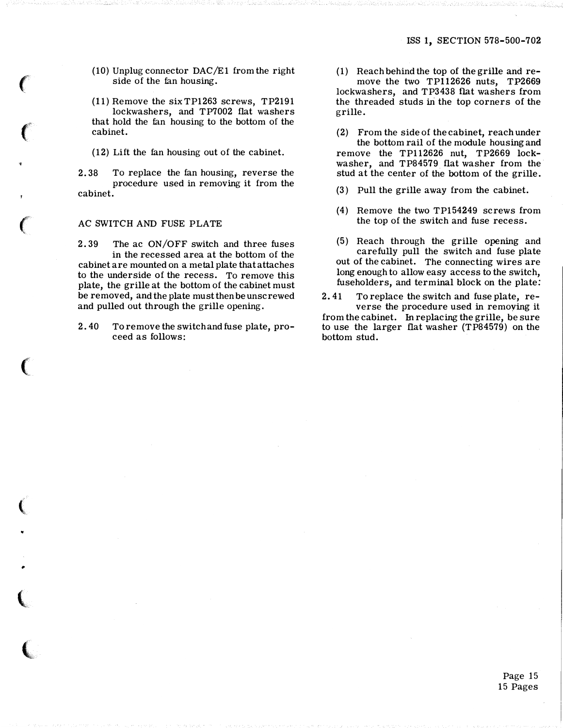(10) Unplug connector DAC/E1 from the right side of the fan housing.

(11) Remove the six TP1263 screws, TP2191 lockwashers, and TP7002 flat washers that hold the fan housing to the bottom of the cabinet.

(12) Lift the fan housing out of the cabinet.

2.38 To replace the fan housing, reverse the procedure used in removing it from the cabinet.

## AC SWITCH AND FUSE PLATE

2.39 The ac ON/OFF switch and three fuses in the recessed area at the bottom of the cabinet are mounted on a metal plate that attaches to the underside of the recess. To remove this plate, the grille at the bottom of the cabinet must be removed, and the plate must then be unscrewed and pulled out through the grille opening.

2.40 To remove the switch and fuse plate, proceed as follows:

(1) Reach behind the top of the grille and remove the two TP112626 nuts, TP2669 lockwashers, and TP3438 flat washers from the threaded studs in the top corners of the grille.

(2) From the side of the cabinet, reach under the bottom rail of the module housing and remove the TP112626 nut, TP2669 lockwasher, and TP84579 flat washer from the stud at the center of the bottom of the grille.

(3) Pull the grille away from the cabinet.

(4) Remove the two TP154249 screws from the top of the switch and fuse recess.

(5) Reach through the grille opening and carefully pull the switch and fuse plate out of the cabinet. The connecting wires are long enough to allow easy access to the switch, fuseholders, and terminal block on the plate.

2.41 To replace the switch and fuse plate, reverse the procedure used in removing it from the cabinet. In replacing the grille, be sure to use the larger flat washer (TP84579) on the bottom stud.